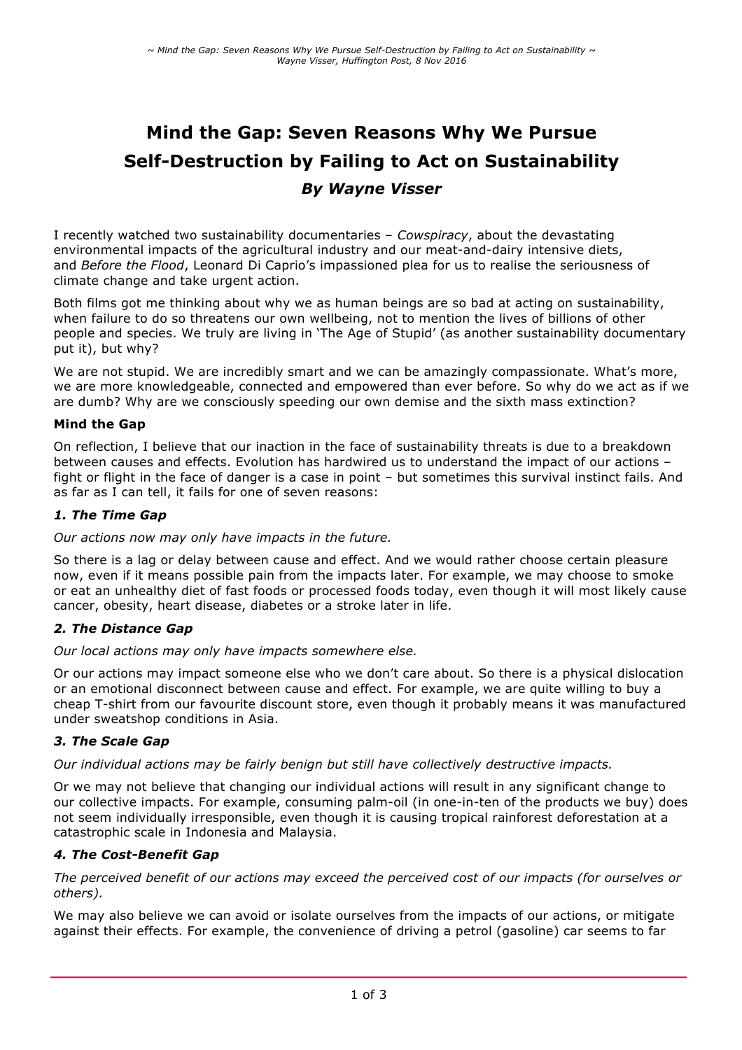# Mind the Gap: Seven Reasons Why We Pursue Self-Destruction by Failing to Act on Sustainability

### *By Wayne Visser*

I recently watched two sustainability documentaries – *Cowspiracy*, about the devastating environmental impacts of the agricultural industry and our meat-and-dairy intensive diets, and *Before the Flood*, Leonard Di Caprio's impassioned plea for us to realise the seriousness of climate change and take urgent action.

Both films got me thinking about why we as human beings are so bad at acting on sustainability, when failure to do so threatens our own wellbeing, not to mention the lives of billions of other people and species. We truly are living in 'The Age of Stupid' (as another sustainability documentary put it), but why?

We are not stupid. We are incredibly smart and we can be amazingly compassionate. What's more, we are more knowledgeable, connected and empowered than ever before. So why do we act as if we are dumb? Why are we consciously speeding our own demise and the sixth mass extinction?

**Mind the Gap**

On reflection, I believe that our inaction in the face of sustainability threats is due to a breakdown between causes and effects. Evolution has hardwired us to understand the impact of our actions – fight or flight in the face of danger is a case in point – but sometimes this survival instinct fails. And as far as I can tell, it fails for one of seven reasons:

***1. The Time Gap***

*Our actions now may only have impacts in the future.*

So there is a lag or delay between cause and effect. And we would rather choose certain pleasure now, even if it means possible pain from the impacts later. For example, we may choose to smoke or eat an unhealthy diet of fast foods or processed foods today, even though it will most likely cause cancer, obesity, heart disease, diabetes or a stroke later in life.

***2. The Distance Gap***

*Our local actions may only have impacts somewhere else.*

Or our actions may impact someone else who we don't care about. So there is a physical dislocation or an emotional disconnect between cause and effect. For example, we are quite willing to buy a cheap T-shirt from our favourite discount store, even though it probably means it was manufactured under sweatshop conditions in Asia.

***3. The Scale Gap***

*Our individual actions may be fairly benign but still have collectively destructive impacts.*

Or we may not believe that changing our individual actions will result in any significant change to our collective impacts. For example, consuming palm-oil (in one-in-ten of the products we buy) does not seem individually irresponsible, even though it is causing tropical rainforest deforestation at a catastrophic scale in Indonesia and Malaysia.

***4. The Cost-Benefit Gap***

*The perceived benefit of our actions may exceed the perceived cost of our impacts (for ourselves or others).*

We may also believe we can avoid or isolate ourselves from the impacts of our actions, or mitigate against their effects. For example, the convenience of driving a petrol (gasoline) car seems to far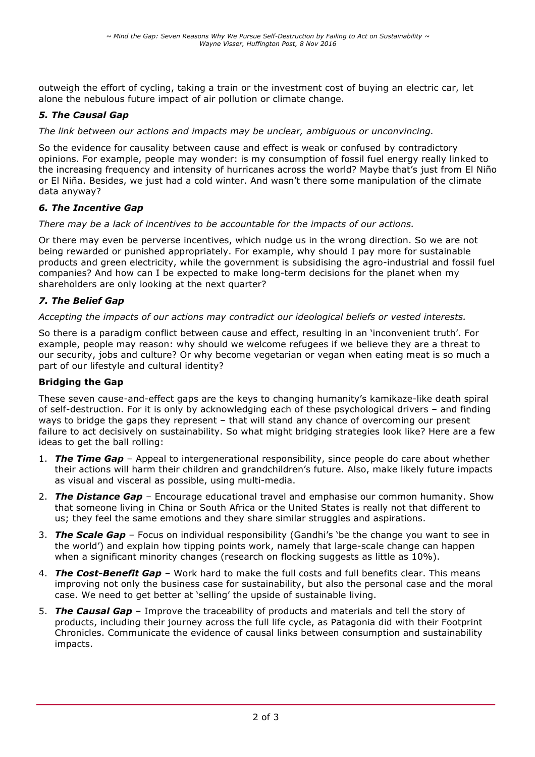outweigh the effort of cycling, taking a train or the investment cost of buying an electric car, let alone the nebulous future impact of air pollution or climate change.

### *5. The Causal Gap*

*The link between our actions and impacts may be unclear, ambiguous or unconvincing.*

So the evidence for causality between cause and effect is weak or confused by contradictory opinions. For example, people may wonder: is my consumption of fossil fuel energy really linked to the increasing frequency and intensity of hurricanes across the world? Maybe that's just from El Niño or El Niña. Besides, we just had a cold winter. And wasn't there some manipulation of the climate data anyway?

### *6. The Incentive Gap*

*There may be a lack of incentives to be accountable for the impacts of our actions.*

Or there may even be perverse incentives, which nudge us in the wrong direction. So we are not being rewarded or punished appropriately. For example, why should I pay more for sustainable products and green electricity, while the government is subsidising the agro-industrial and fossil fuel companies? And how can I be expected to make long-term decisions for the planet when my shareholders are only looking at the next quarter?

### *7. The Belief Gap*

*Accepting the impacts of our actions may contradict our ideological beliefs or vested interests.*

So there is a paradigm conflict between cause and effect, resulting in an 'inconvenient truth'. For example, people may reason: why should we welcome refugees if we believe they are a threat to our security, jobs and culture? Or why become vegetarian or vegan when eating meat is so much a part of our lifestyle and cultural identity?

### **Bridging the Gap**

These seven cause-and-effect gaps are the keys to changing humanity's kamikaze-like death spiral of self-destruction. For it is only by acknowledging each of these psychological drivers – and finding ways to bridge the gaps they represent – that will stand any chance of overcoming our present failure to act decisively on sustainability. So what might bridging strategies look like? Here are a few ideas to get the ball rolling:

1. ***The Time Gap*** – Appeal to intergenerational responsibility, since people do care about whether their actions will harm their children and grandchildren's future. Also, make likely future impacts as visual and visceral as possible, using multi-media.
2. ***The Distance Gap*** – Encourage educational travel and emphasise our common humanity. Show that someone living in China or South Africa or the United States is really not that different to us; they feel the same emotions and they share similar struggles and aspirations.
3. ***The Scale Gap*** – Focus on individual responsibility (Gandhi's 'be the change you want to see in the world') and explain how tipping points work, namely that large-scale change can happen when a significant minority changes (research on flocking suggests as little as 10%).
4. ***The Cost-Benefit Gap*** – Work hard to make the full costs and full benefits clear. This means improving not only the business case for sustainability, but also the personal case and the moral case. We need to get better at 'selling' the upside of sustainable living.
5. ***The Causal Gap*** – Improve the traceability of products and materials and tell the story of products, including their journey across the full life cycle, as Patagonia did with their Footprint Chronicles. Communicate the evidence of causal links between consumption and sustainability impacts.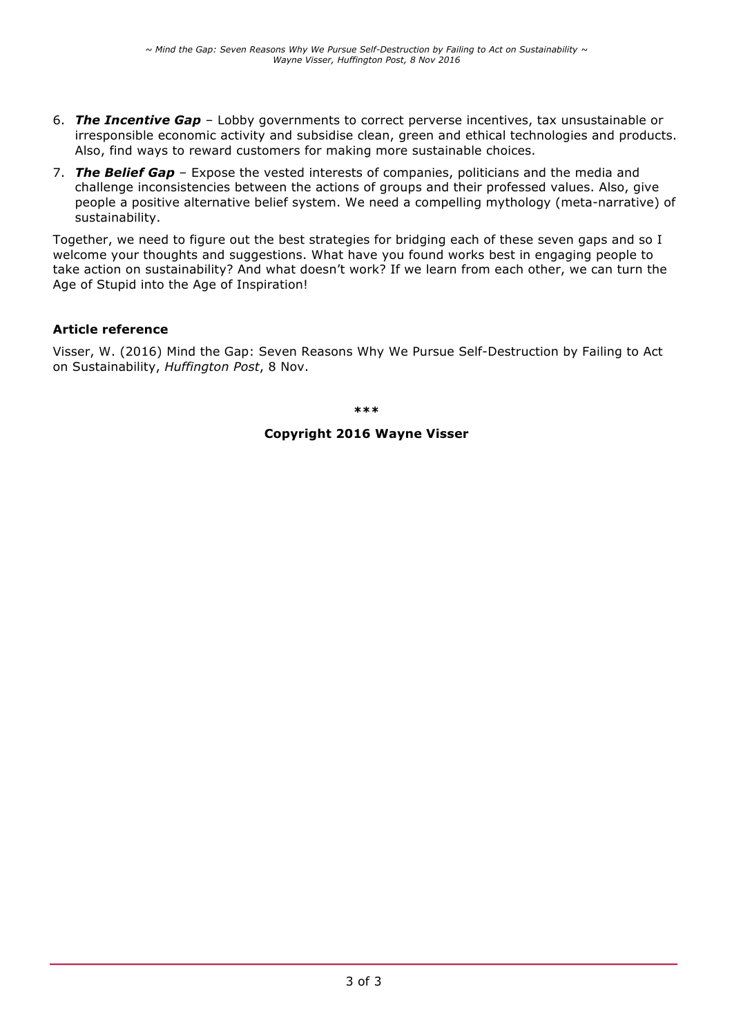6. ***The Incentive Gap*** – Lobby governments to correct perverse incentives, tax unsustainable or irresponsible economic activity and subsidise clean, green and ethical technologies and products. Also, find ways to reward customers for making more sustainable choices.
7. ***The Belief Gap*** – Expose the vested interests of companies, politicians and the media and challenge inconsistencies between the actions of groups and their professed values. Also, give people a positive alternative belief system. We need a compelling mythology (meta-narrative) of sustainability.

Together, we need to figure out the best strategies for bridging each of these seven gaps and so I welcome your thoughts and suggestions. What have you found works best in engaging people to take action on sustainability? And what doesn't work? If we learn from each other, we can turn the Age of Stupid into the Age of Inspiration!

**Article reference**

Visser, W. (2016) Mind the Gap: Seven Reasons Why We Pursue Self-Destruction by Failing to Act on Sustainability, *Huffington Post*, 8 Nov.

***

**Copyright 2016 Wayne Visser**